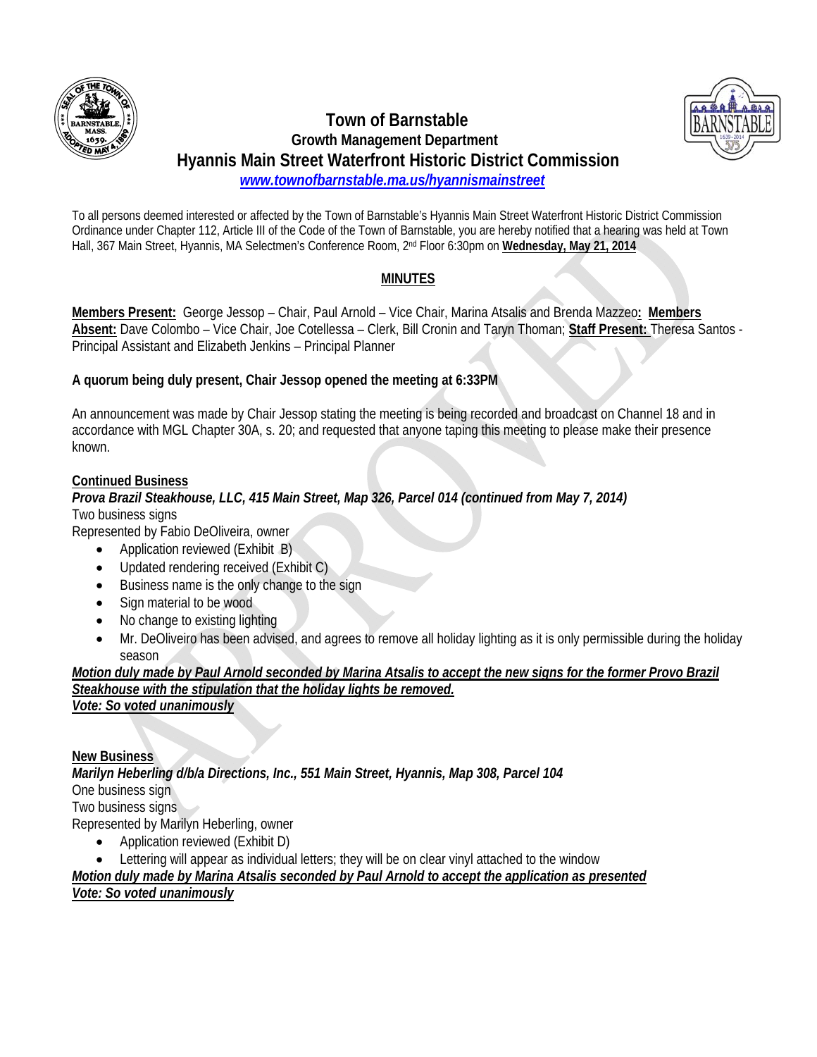# Town of Barnstable

## Growth Management Department

## Hyannis Main Street Waterfront Historic District Commission

*www.townofbarnstable.ma.us/hyannismainstreet*

To all persons deemed interested or affected by the Town of Barnstable's Hyannis Main Street Waterfront Historic District Commission Ordinance under Chapter 112, Article III of the Code of the Town of Barnstable, you are hereby notified that a hearing was held at Town Hall, 367 Main Street, Hyannis, MA Selectmen's Conference Room, 2nd Floor 6:30pm on **Wednesday, May 21, 2014**

**MINUTES**

**Members Present:** George Jessop – Chair, Paul Arnold – Vice Chair, Marina Atsalis and Brenda Mazzeo**: Members Absent:** Dave Colombo – Vice Chair, Joe Cotellessa – Clerk, Bill Cronin and Taryn Thoman; **Staff Present:** Theresa Santos - Principal Assistant and Elizabeth Jenkins – Principal Planner

**A quorum being duly present, Chair Jessop opened the meeting at 6:33PM**

An announcement was made by Chair Jessop stating the meeting is being recorded and broadcast on Channel 18 and in accordance with MGL Chapter 30A, s. 20; and requested that anyone taping this meeting to please make their presence known.

**Continued Business**

***Prova Brazil Steakhouse, LLC, 415 Main Street, Map 326, Parcel 014 (continued from May 7, 2014)***

Two business signs

Represented by Fabio DeOliveira, owner

- Application reviewed (Exhibit B)
- Updated rendering received (Exhibit C)
- Business name is the only change to the sign
- Sign material to be wood
- No change to existing lighting
- Mr. DeOliveiro has been advised, and agrees to remove all holiday lighting as it is only permissible during the holiday season

***Motion duly made by Paul Arnold seconded by Marina Atsalis to accept the new signs for the former Provo Brazil Steakhouse with the stipulation that the holiday lights be removed.***

***Vote: So voted unanimously***

**New Business**

***Marilyn Heberling d/b/a Directions, Inc., 551 Main Street, Hyannis, Map 308, Parcel 104***

One business sign

Two business signs

Represented by Marilyn Heberling, owner

- Application reviewed (Exhibit D)
- Lettering will appear as individual letters; they will be on clear vinyl attached to the window

***Motion duly made by Marina Atsalis seconded by Paul Arnold to accept the application as presented***

***Vote: So voted unanimously***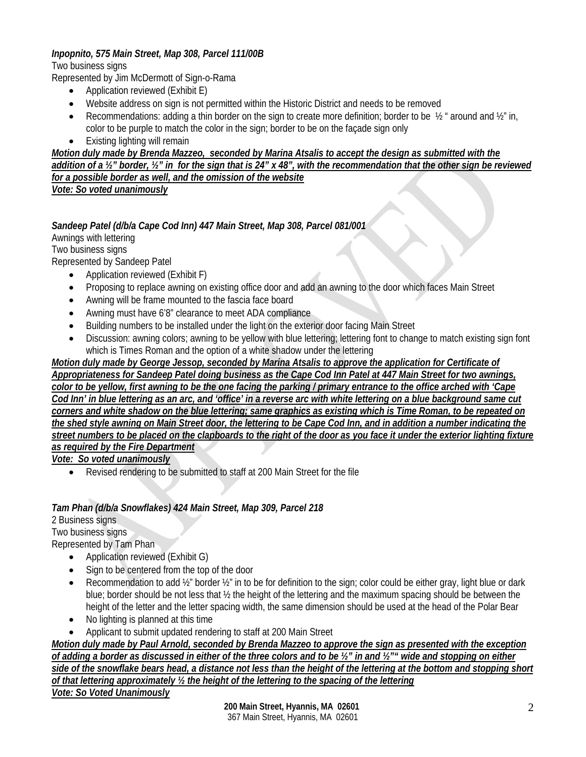***Inpopnito, 575 Main Street, Map 308, Parcel 111/00B***

Two business signs

Represented by Jim McDermott of Sign-o-Rama

- Application reviewed (Exhibit E)
- Website address on sign is not permitted within the Historic District and needs to be removed
- Recommendations: adding a thin border on the sign to create more definition; border to be ½ " around and ½" in, color to be purple to match the color in the sign; border to be on the façade sign only
- Existing lighting will remain

***Motion duly made by Brenda Mazzeo, seconded by Marina Atsalis to accept the design as submitted with the addition of a ½" border, ½" in for the sign that is 24" x 48", with the recommendation that the other sign be reviewed for a possible border as well, and the omission of the website***

***Vote: So voted unanimously***

***Sandeep Patel (d/b/a Cape Cod Inn) 447 Main Street, Map 308, Parcel 081/001***

Awnings with lettering

Two business signs

Represented by Sandeep Patel

- Application reviewed (Exhibit F)
- Proposing to replace awning on existing office door and add an awning to the door which faces Main Street
- Awning will be frame mounted to the fascia face board
- Awning must have 6'8" clearance to meet ADA compliance
- Building numbers to be installed under the light on the exterior door facing Main Street
- Discussion: awning colors; awning to be yellow with blue lettering; lettering font to change to match existing sign font which is Times Roman and the option of a white shadow under the lettering

***Motion duly made by George Jessop, seconded by Marina Atsalis to approve the application for Certificate of Appropriateness for Sandeep Patel doing business as the Cape Cod Inn Patel at 447 Main Street for two awnings, color to be yellow, first awning to be the one facing the parking / primary entrance to the office arched with 'Cape Cod Inn' in blue lettering as an arc, and 'office' in a reverse arc with white lettering on a blue background same cut corners and white shadow on the blue lettering; same graphics as existing which is Time Roman, to be repeated on the shed style awning on Main Street door, the lettering to be Cape Cod Inn, and in addition a number indicating the street numbers to be placed on the clapboards to the right of the door as you face it under the exterior lighting fixture as required by the Fire Department***

***Vote: So voted unanimously***

- Revised rendering to be submitted to staff at 200 Main Street for the file

***Tam Phan (d/b/a Snowflakes) 424 Main Street, Map 309, Parcel 218***

2 Business signs

Two business signs

Represented by Tam Phan

- Application reviewed (Exhibit G)
- Sign to be centered from the top of the door
- Recommendation to add ½" border ½" in to be for definition to the sign; color could be either gray, light blue or dark blue; border should be not less that ½ the height of the lettering and the maximum spacing should be between the height of the letter and the letter spacing width, the same dimension should be used at the head of the Polar Bear
- No lighting is planned at this time
- Applicant to submit updated rendering to staff at 200 Main Street

***Motion duly made by Paul Arnold, seconded by Brenda Mazzeo to approve the sign as presented with the exception of adding a border as discussed in either of the three colors and to be ½" in and ½"" wide and stopping on either side of the snowflake bears head, a distance not less than the height of the lettering at the bottom and stopping short of that lettering approximately ½ the height of the lettering to the spacing of the lettering***

***Vote: So Voted Unanimously***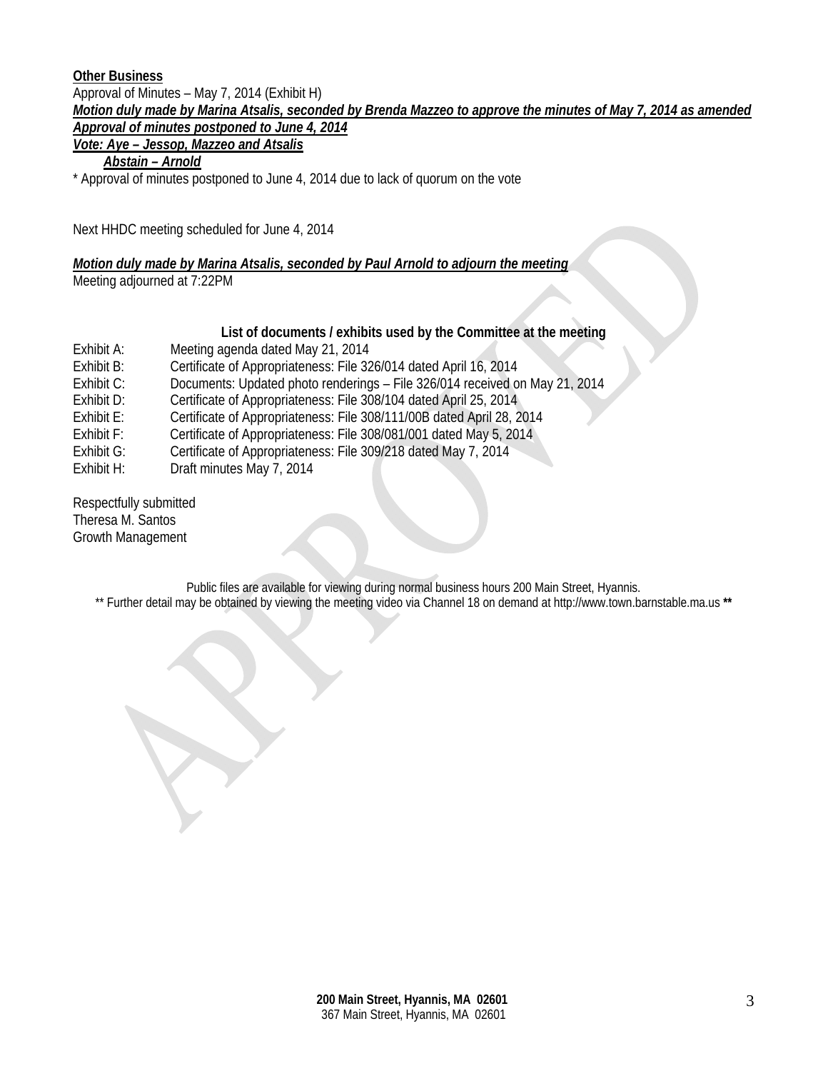**Other Business**

Approval of Minutes – May 7, 2014 (Exhibit H)

***Motion duly made by Marina Atsalis, seconded by Brenda Mazzeo to approve the minutes of May 7, 2014 as amended***

***Approval of minutes postponed to June 4, 2014***

***Vote: Aye – Jessop, Mazzeo and Atsalis***

***Abstain – Arnold***

\* Approval of minutes postponed to June 4, 2014 due to lack of quorum on the vote

Next HHDC meeting scheduled for June 4, 2014

***Motion duly made by Marina Atsalis, seconded by Paul Arnold to adjourn the meeting***

Meeting adjourned at 7:22PM

**List of documents / exhibits used by the Committee at the meeting**

| | |
|---|---|
| Exhibit A: | Meeting agenda dated May 21, 2014 |
| Exhibit B: | Certificate of Appropriateness: File 326/014 dated April 16, 2014 |
| Exhibit C: | Documents: Updated photo renderings – File 326/014 received on May 21, 2014 |
| Exhibit D: | Certificate of Appropriateness: File 308/104 dated April 25, 2014 |
| Exhibit E: | Certificate of Appropriateness: File 308/111/00B dated April 28, 2014 |
| Exhibit F: | Certificate of Appropriateness: File 308/081/001 dated May 5, 2014 |
| Exhibit G: | Certificate of Appropriateness: File 309/218 dated May 7, 2014 |
| Exhibit H: | Draft minutes May 7, 2014 |

Respectfully submitted
Theresa M. Santos
Growth Management

Public files are available for viewing during normal business hours 200 Main Street, Hyannis.
** Further detail may be obtained by viewing the meeting video via Channel 18 on demand at http://www.town.barnstable.ma.us **

**200 Main Street, Hyannis, MA 02601**
367 Main Street, Hyannis, MA 02601